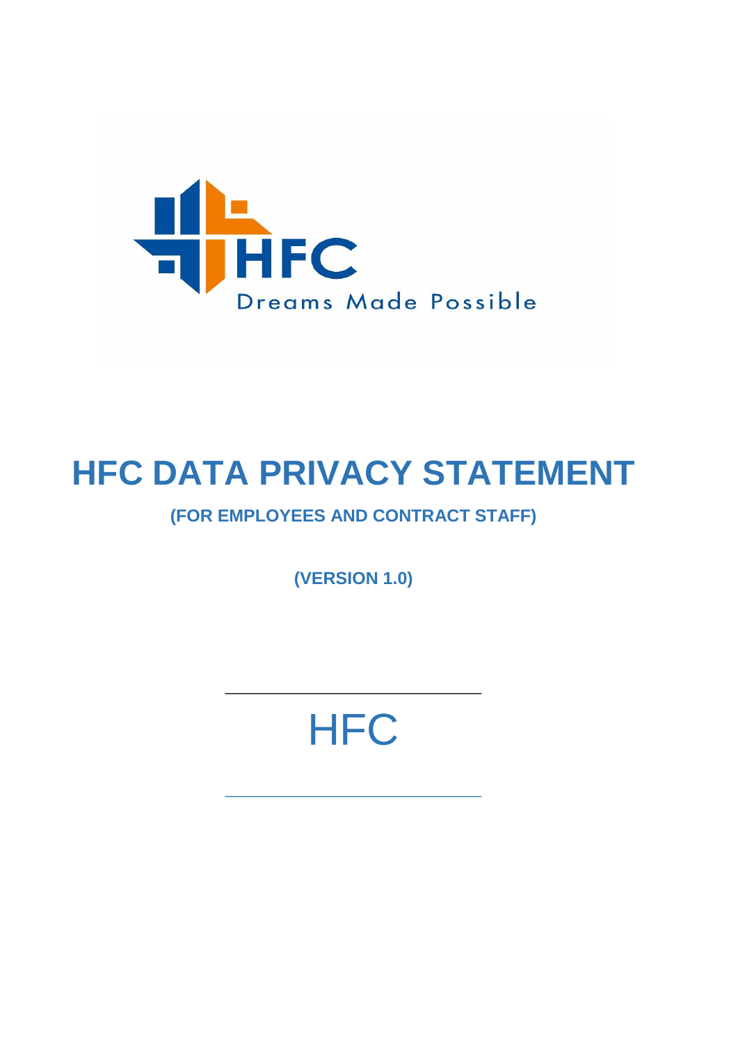# HFC DATA PRIVACY STATEMENT

**(FOR EMPLOYEES AND CONTRACT STAFF)**

**(VERSION 1.0)**

HFC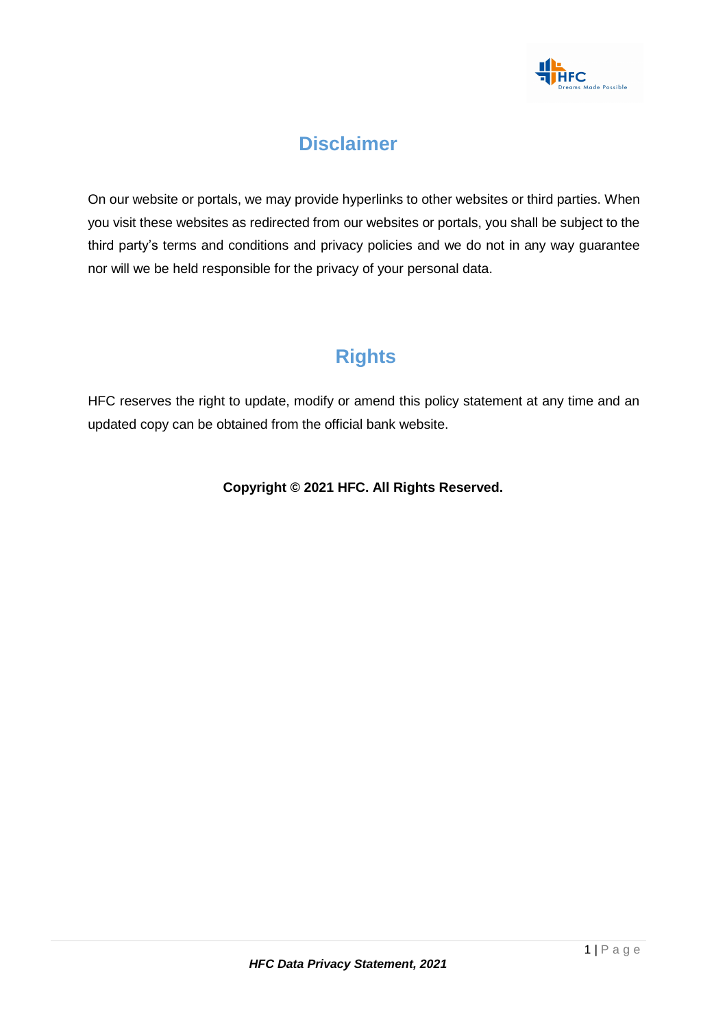## Disclaimer

On our website or portals, we may provide hyperlinks to other websites or third parties. When you visit these websites as redirected from our websites or portals, you shall be subject to the third party's terms and conditions and privacy policies and we do not in any way guarantee nor will we be held responsible for the privacy of your personal data.

## Rights

HFC reserves the right to update, modify or amend this policy statement at any time and an updated copy can be obtained from the official bank website.

**Copyright © 2021 HFC. All Rights Reserved.**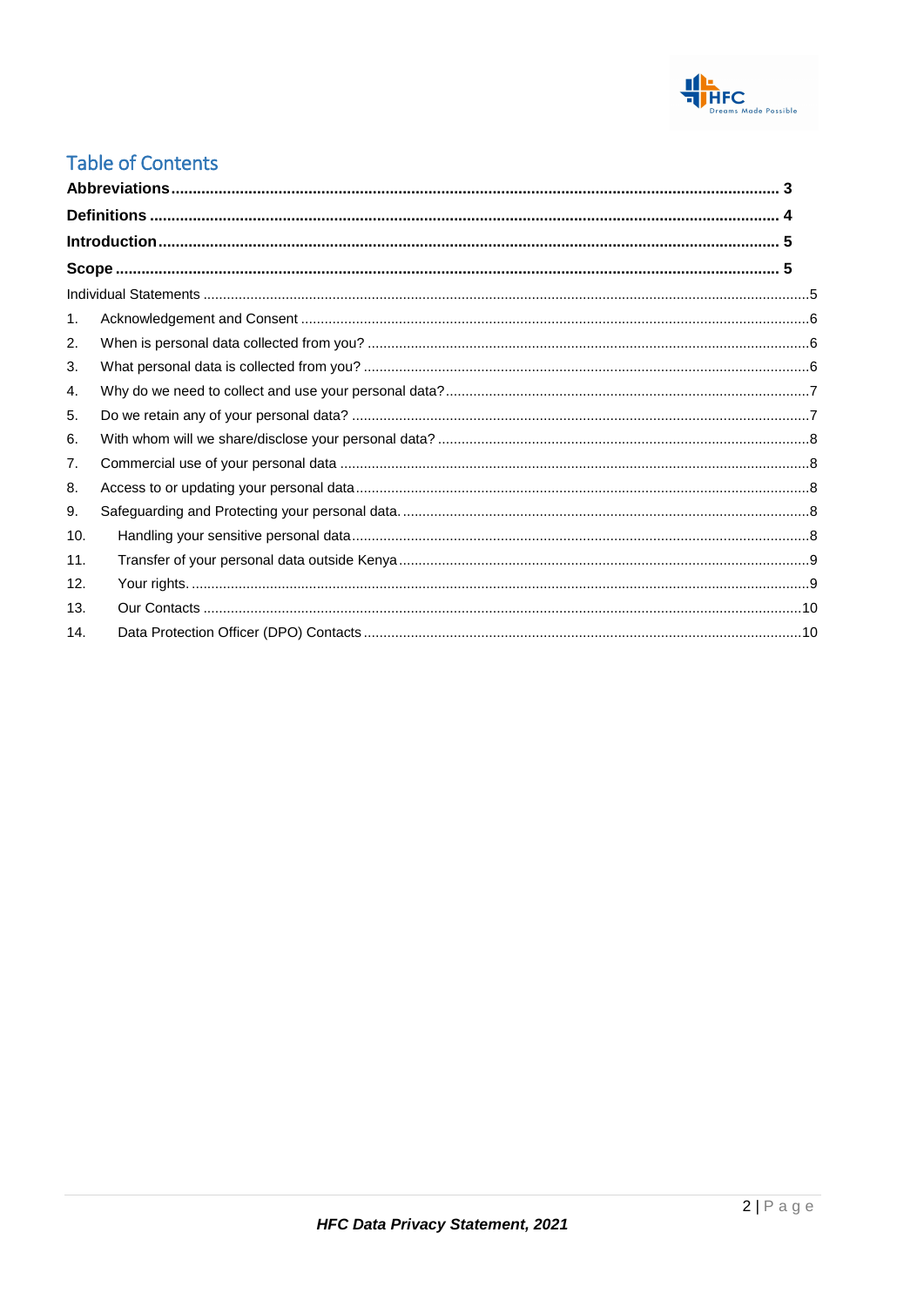## Table of Contents

**Abbreviations** ........................................................................................................................................ **3**

**Definitions** ............................................................................................................................................ **4**

**Introduction** .......................................................................................................................................... **5**

**Scope** ..................................................................................................................................................... **5**

Individual Statements ..................................................................................................................................5

1. Acknowledgement and Consent ..........................................................................................................6
2. When is personal data collected from you? .........................................................................................6
3. What personal data is collected from you? ..........................................................................................6
4. Why do we need to collect and use your personal data? ....................................................................7
5. Do we retain any of your personal data? .............................................................................................7
6. With whom will we share/disclose your personal data? ......................................................................8
7. Commercial use of your personal data ................................................................................................8
8. Access to or updating your personal data ............................................................................................8
9. Safeguarding and Protecting your personal data. ................................................................................8
10. Handling your sensitive personal data ..............................................................................................8
11. Transfer of your personal data outside Kenya ...................................................................................9
12. Your rights. ........................................................................................................................................9
13. Our Contacts ....................................................................................................................................10
14. Data Protection Officer (DPO) Contacts ...........................................................................................10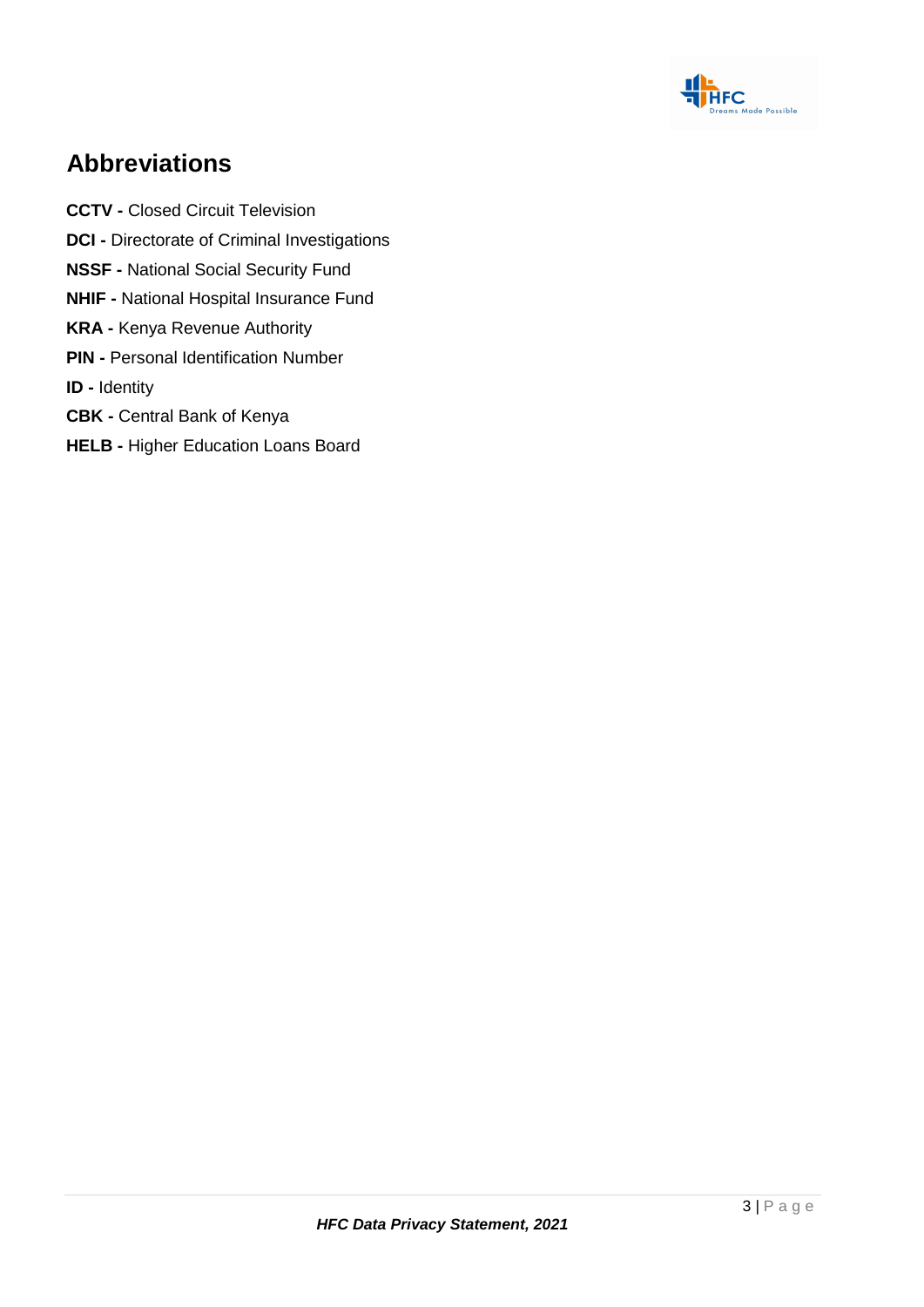## Abbreviations

**CCTV -** Closed Circuit Television

**DCI -** Directorate of Criminal Investigations

**NSSF -** National Social Security Fund

**NHIF -** National Hospital Insurance Fund

**KRA -** Kenya Revenue Authority

**PIN -** Personal Identification Number

**ID -** Identity

**CBK -** Central Bank of Kenya

**HELB -** Higher Education Loans Board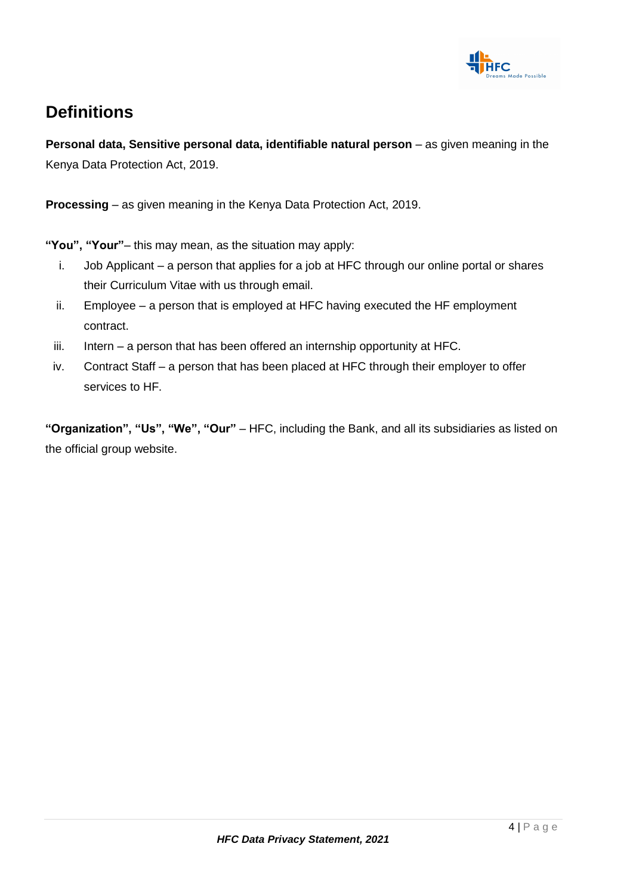# Definitions

**Personal data, Sensitive personal data, identifiable natural person** – as given meaning in the Kenya Data Protection Act, 2019.

**Processing** – as given meaning in the Kenya Data Protection Act, 2019.

**"You", "Your"**– this may mean, as the situation may apply:

i. Job Applicant – a person that applies for a job at HFC through our online portal or shares their Curriculum Vitae with us through email.
ii. Employee – a person that is employed at HFC having executed the HF employment contract.
iii. Intern – a person that has been offered an internship opportunity at HFC.
iv. Contract Staff – a person that has been placed at HFC through their employer to offer services to HF.

**"Organization", "Us", "We", "Our"** – HFC, including the Bank, and all its subsidiaries as listed on the official group website.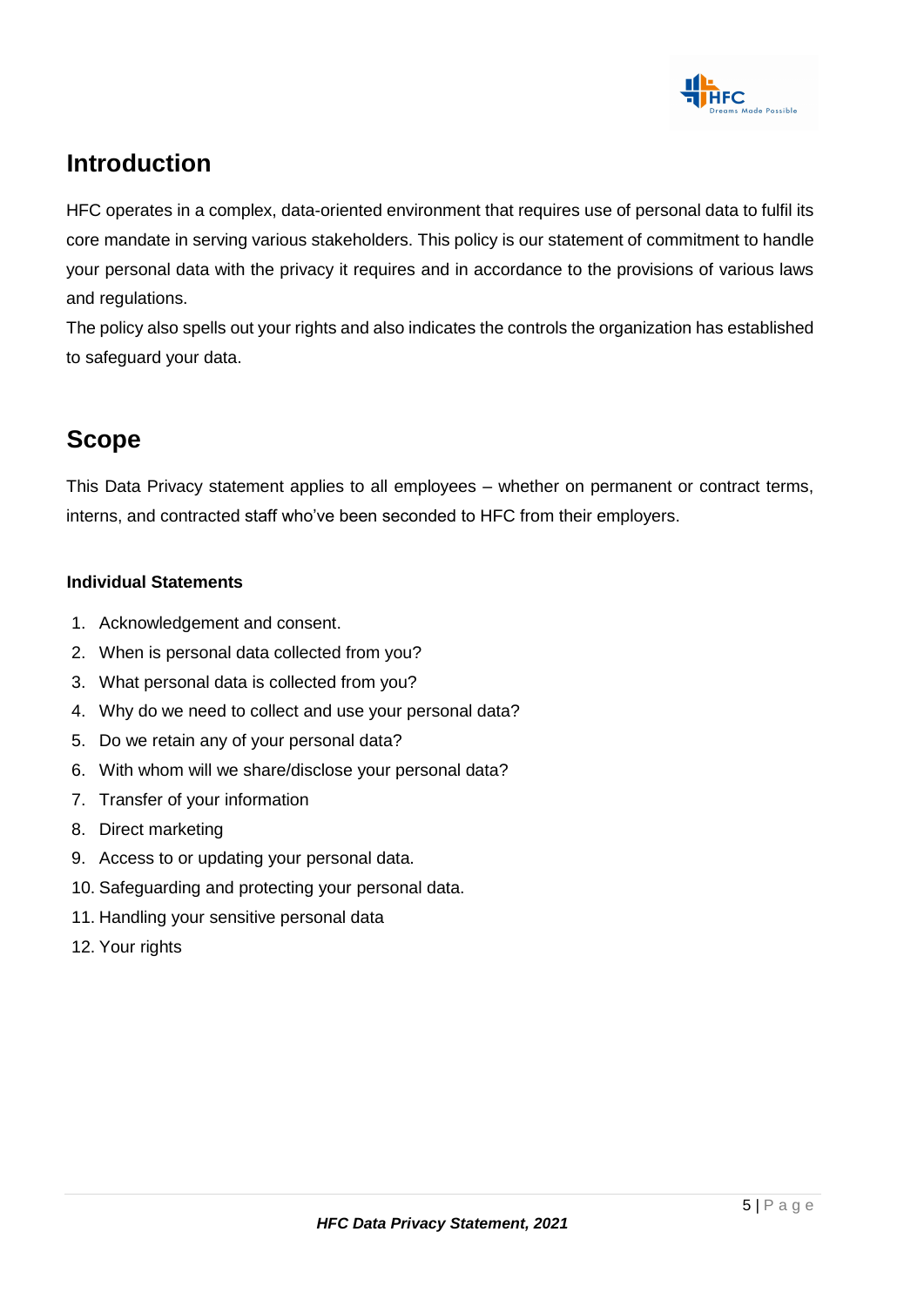# Introduction

HFC operates in a complex, data-oriented environment that requires use of personal data to fulfil its core mandate in serving various stakeholders. This policy is our statement of commitment to handle your personal data with the privacy it requires and in accordance to the provisions of various laws and regulations.

The policy also spells out your rights and also indicates the controls the organization has established to safeguard your data.

# Scope

This Data Privacy statement applies to all employees – whether on permanent or contract terms, interns, and contracted staff who've been seconded to HFC from their employers.

**Individual Statements**

1. Acknowledgement and consent.
2. When is personal data collected from you?
3. What personal data is collected from you?
4. Why do we need to collect and use your personal data?
5. Do we retain any of your personal data?
6. With whom will we share/disclose your personal data?
7. Transfer of your information
8. Direct marketing
9. Access to or updating your personal data.
10. Safeguarding and protecting your personal data.
11. Handling your sensitive personal data
12. Your rights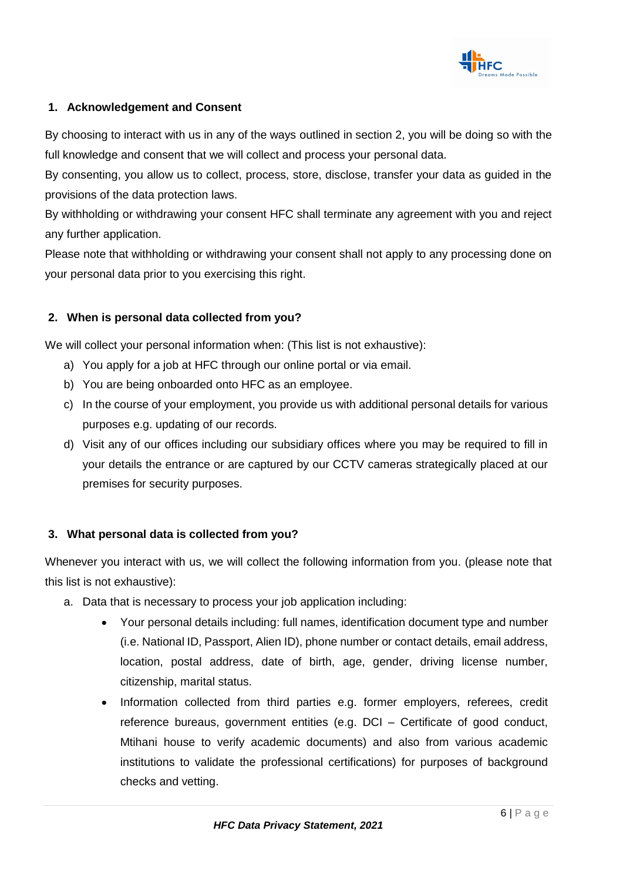## 1. Acknowledgement and Consent

By choosing to interact with us in any of the ways outlined in section 2, you will be doing so with the full knowledge and consent that we will collect and process your personal data.

By consenting, you allow us to collect, process, store, disclose, transfer your data as guided in the provisions of the data protection laws.

By withholding or withdrawing your consent HFC shall terminate any agreement with you and reject any further application.

Please note that withholding or withdrawing your consent shall not apply to any processing done on your personal data prior to you exercising this right.

## 2. When is personal data collected from you?

We will collect your personal information when: (This list is not exhaustive):

a) You apply for a job at HFC through our online portal or via email.
b) You are being onboarded onto HFC as an employee.
c) In the course of your employment, you provide us with additional personal details for various purposes e.g. updating of our records.
d) Visit any of our offices including our subsidiary offices where you may be required to fill in your details the entrance or are captured by our CCTV cameras strategically placed at our premises for security purposes.

## 3. What personal data is collected from you?

Whenever you interact with us, we will collect the following information from you. (please note that this list is not exhaustive):

a. Data that is necessary to process your job application including:
    - Your personal details including: full names, identification document type and number (i.e. National ID, Passport, Alien ID), phone number or contact details, email address, location, postal address, date of birth, age, gender, driving license number, citizenship, marital status.
    - Information collected from third parties e.g. former employers, referees, credit reference bureaus, government entities (e.g. DCI – Certificate of good conduct, Mtihani house to verify academic documents) and also from various academic institutions to validate the professional certifications) for purposes of background checks and vetting.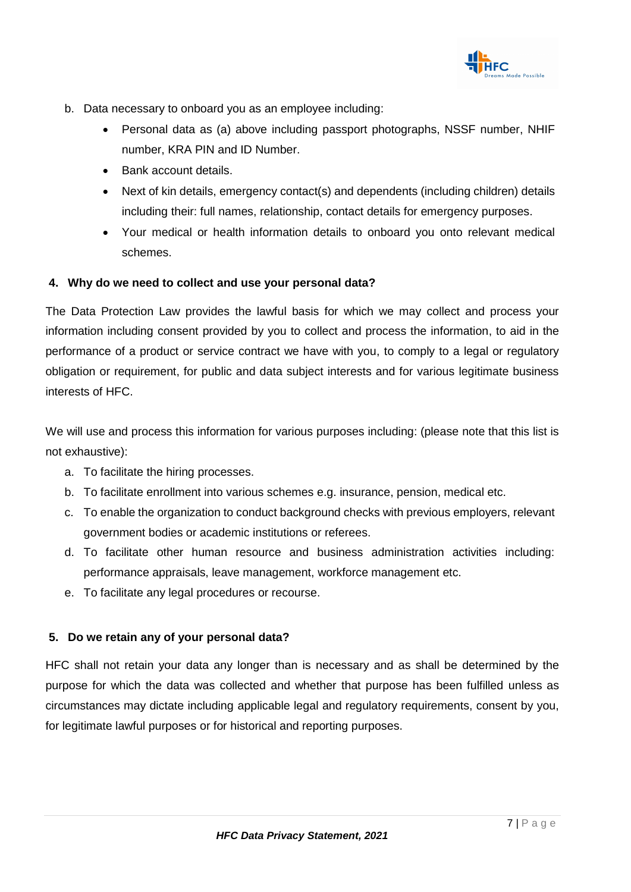b. Data necessary to onboard you as an employee including:
    - Personal data as (a) above including passport photographs, NSSF number, NHIF number, KRA PIN and ID Number.
    - Bank account details.
    - Next of kin details, emergency contact(s) and dependents (including children) details including their: full names, relationship, contact details for emergency purposes.
    - Your medical or health information details to onboard you onto relevant medical schemes.

## 4. Why do we need to collect and use your personal data?

The Data Protection Law provides the lawful basis for which we may collect and process your information including consent provided by you to collect and process the information, to aid in the performance of a product or service contract we have with you, to comply to a legal or regulatory obligation or requirement, for public and data subject interests and for various legitimate business interests of HFC.

We will use and process this information for various purposes including: (please note that this list is not exhaustive):

a. To facilitate the hiring processes.
b. To facilitate enrollment into various schemes e.g. insurance, pension, medical etc.
c. To enable the organization to conduct background checks with previous employers, relevant government bodies or academic institutions or referees.
d. To facilitate other human resource and business administration activities including: performance appraisals, leave management, workforce management etc.
e. To facilitate any legal procedures or recourse.

## 5. Do we retain any of your personal data?

HFC shall not retain your data any longer than is necessary and as shall be determined by the purpose for which the data was collected and whether that purpose has been fulfilled unless as circumstances may dictate including applicable legal and regulatory requirements, consent by you, for legitimate lawful purposes or for historical and reporting purposes.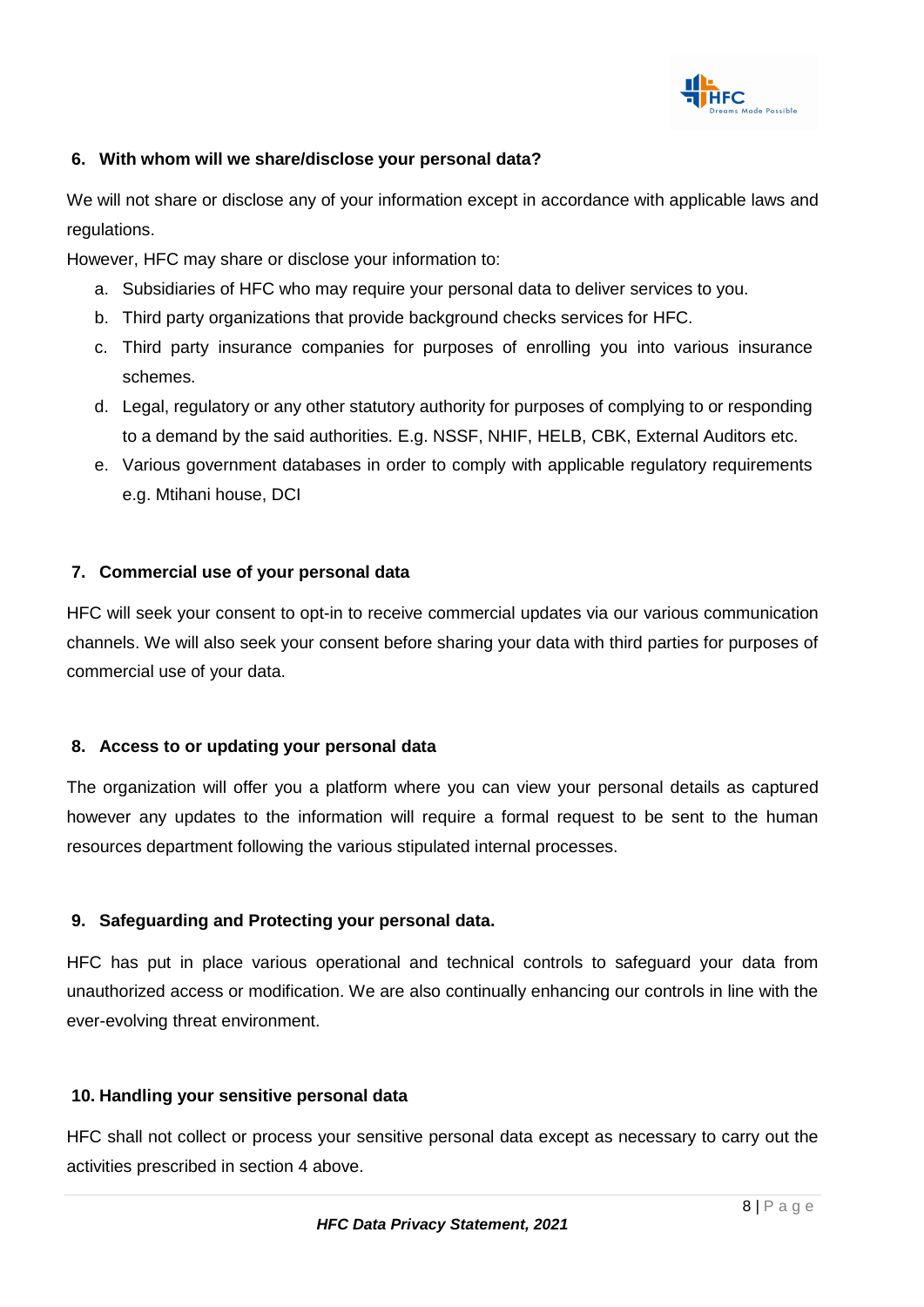### 6. With whom will we share/disclose your personal data?

We will not share or disclose any of your information except in accordance with applicable laws and regulations.

However, HFC may share or disclose your information to:

a. Subsidiaries of HFC who may require your personal data to deliver services to you.
b. Third party organizations that provide background checks services for HFC.
c. Third party insurance companies for purposes of enrolling you into various insurance schemes.
d. Legal, regulatory or any other statutory authority for purposes of complying to or responding to a demand by the said authorities. E.g. NSSF, NHIF, HELB, CBK, External Auditors etc.
e. Various government databases in order to comply with applicable regulatory requirements e.g. Mtihani house, DCI

### 7. Commercial use of your personal data

HFC will seek your consent to opt-in to receive commercial updates via our various communication channels. We will also seek your consent before sharing your data with third parties for purposes of commercial use of your data.

### 8. Access to or updating your personal data

The organization will offer you a platform where you can view your personal details as captured however any updates to the information will require a formal request to be sent to the human resources department following the various stipulated internal processes.

### 9. Safeguarding and Protecting your personal data.

HFC has put in place various operational and technical controls to safeguard your data from unauthorized access or modification. We are also continually enhancing our controls in line with the ever-evolving threat environment.

### 10. Handling your sensitive personal data

HFC shall not collect or process your sensitive personal data except as necessary to carry out the activities prescribed in section 4 above.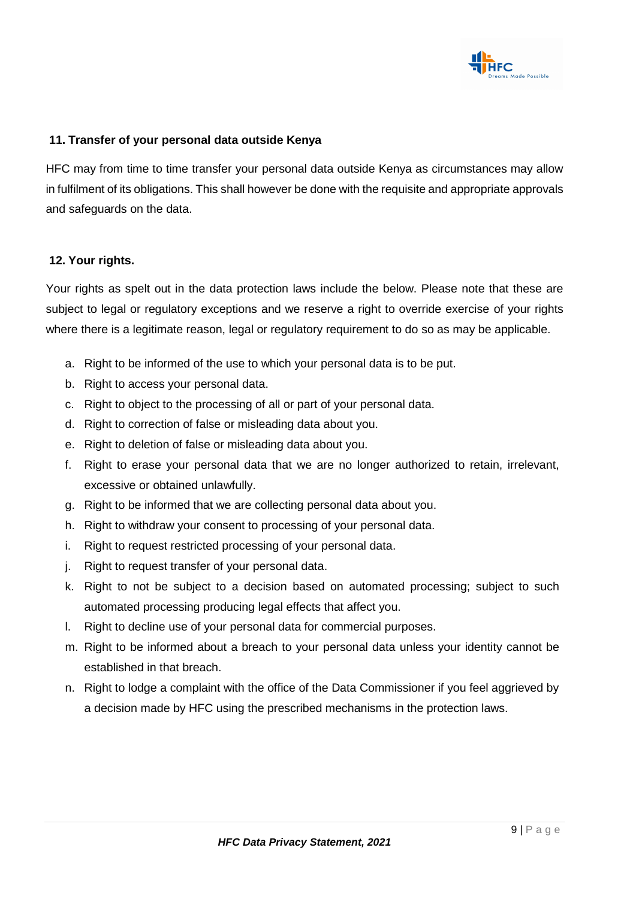### 11. Transfer of your personal data outside Kenya

HFC may from time to time transfer your personal data outside Kenya as circumstances may allow in fulfilment of its obligations. This shall however be done with the requisite and appropriate approvals and safeguards on the data.

### 12. Your rights.

Your rights as spelt out in the data protection laws include the below. Please note that these are subject to legal or regulatory exceptions and we reserve a right to override exercise of your rights where there is a legitimate reason, legal or regulatory requirement to do so as may be applicable.

a. Right to be informed of the use to which your personal data is to be put.
b. Right to access your personal data.
c. Right to object to the processing of all or part of your personal data.
d. Right to correction of false or misleading data about you.
e. Right to deletion of false or misleading data about you.
f. Right to erase your personal data that we are no longer authorized to retain, irrelevant, excessive or obtained unlawfully.
g. Right to be informed that we are collecting personal data about you.
h. Right to withdraw your consent to processing of your personal data.
i. Right to request restricted processing of your personal data.
j. Right to request transfer of your personal data.
k. Right to not be subject to a decision based on automated processing; subject to such automated processing producing legal effects that affect you.
l. Right to decline use of your personal data for commercial purposes.
m. Right to be informed about a breach to your personal data unless your identity cannot be established in that breach.
n. Right to lodge a complaint with the office of the Data Commissioner if you feel aggrieved by a decision made by HFC using the prescribed mechanisms in the protection laws.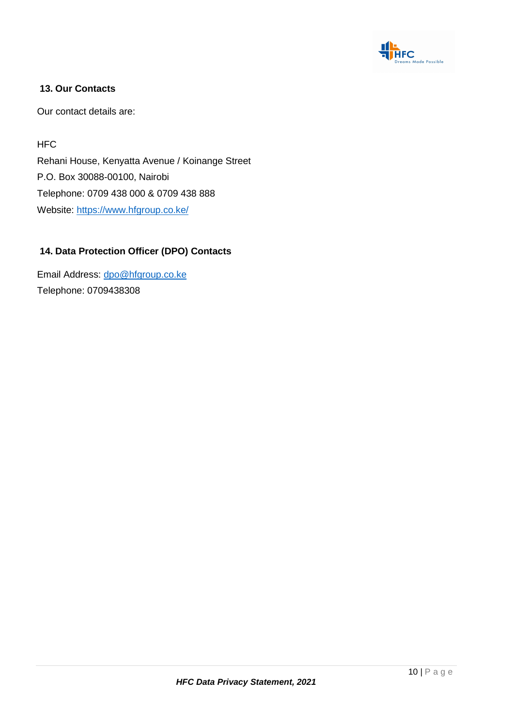## 13. Our Contacts

Our contact details are:

HFC
Rehani House, Kenyatta Avenue / Koinange Street
P.O. Box 30088-00100, Nairobi
Telephone: 0709 438 000 & 0709 438 888
Website: https://www.hfgroup.co.ke/

## 14. Data Protection Officer (DPO) Contacts

Email Address: dpo@hfgroup.co.ke
Telephone: 0709438308